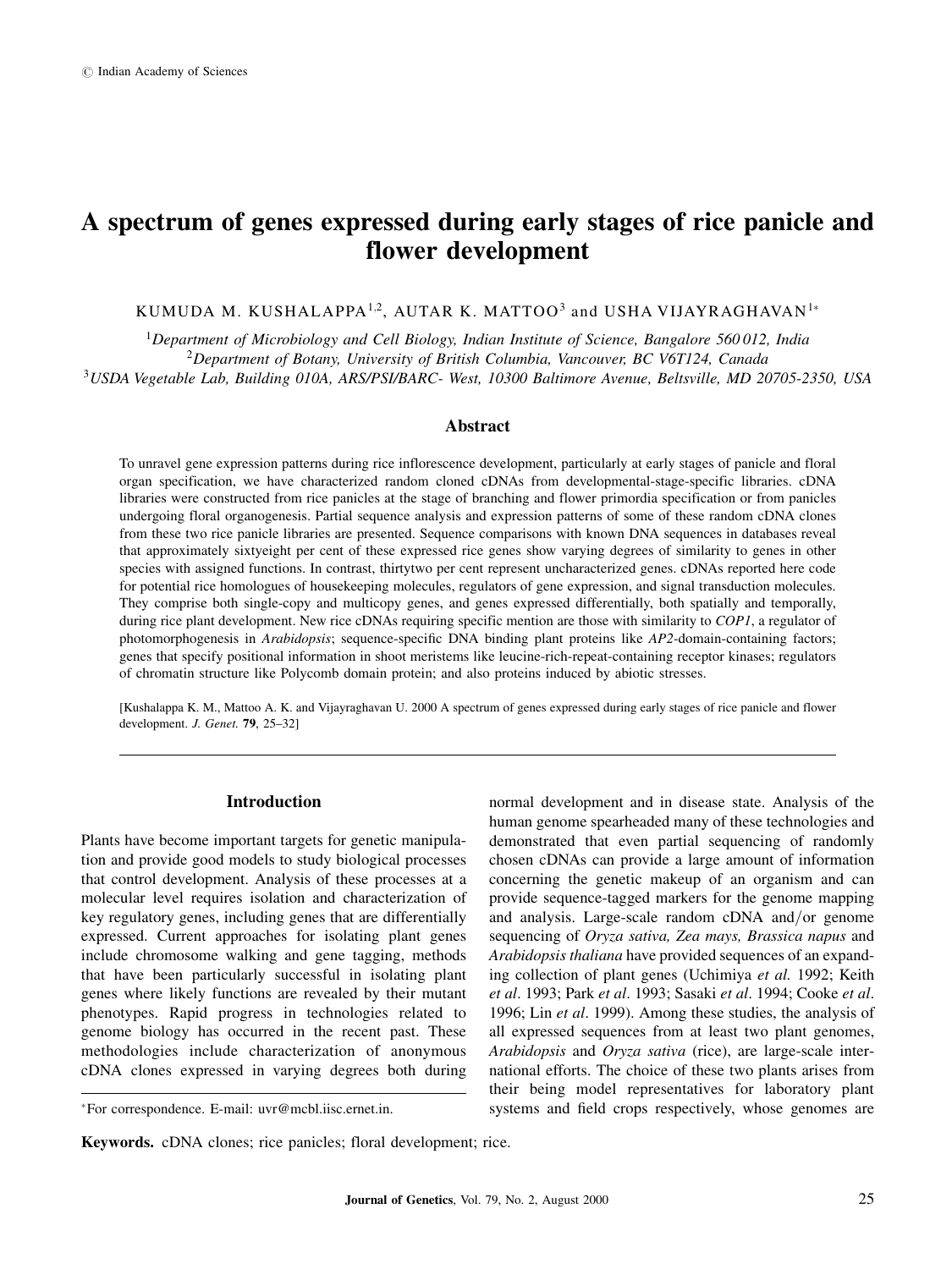© Indian Academy of Sciences

# A spectrum of genes expressed during early stages of rice panicle and flower development

KUMUDA M. KUSHALAPPA[1,2], AUTAR K. MATTOO[3] and USHA VIJAYRAGHAVAN[1*]

[1]*Department of Microbiology and Cell Biology, Indian Institute of Science, Bangalore 560 012, India*
[2]*Department of Botany, University of British Columbia, Vancouver, BC V6T124, Canada*
[3]*USDA Vegetable Lab, Building 010A, ARS/PSI/BARC- West, 10300 Baltimore Avenue, Beltsville, MD 20705-2350, USA*

## Abstract

To unravel gene expression patterns during rice inflorescence development, particularly at early stages of panicle and floral organ specification, we have characterized random cloned cDNAs from developmental-stage-specific libraries. cDNA libraries were constructed from rice panicles at the stage of branching and flower primordia specification or from panicles undergoing floral organogenesis. Partial sequence analysis and expression patterns of some of these random cDNA clones from these two rice panicle libraries are presented. Sequence comparisons with known DNA sequences in databases reveal that approximately sixtyeight per cent of these expressed rice genes show varying degrees of similarity to genes in other species with assigned functions. In contrast, thirtytwo per cent represent uncharacterized genes. cDNAs reported here code for potential rice homologues of housekeeping molecules, regulators of gene expression, and signal transduction molecules. They comprise both single-copy and multicopy genes, and genes expressed differentially, both spatially and temporally, during rice plant development. New rice cDNAs requiring specific mention are those with similarity to *COP1*, a regulator of photomorphogenesis in *Arabidopsis*; sequence-specific DNA binding plant proteins like *AP2*-domain-containing factors; genes that specify positional information in shoot meristems like leucine-rich-repeat-containing receptor kinases; regulators of chromatin structure like Polycomb domain protein; and also proteins induced by abiotic stresses.

[Kushalappa K. M., Mattoo A. K. and Vijayraghavan U. 2000 A spectrum of genes expressed during early stages of rice panicle and flower development. *J. Genet.* **79**, 25–32]

## Introduction

Plants have become important targets for genetic manipulation and provide good models to study biological processes that control development. Analysis of these processes at a molecular level requires isolation and characterization of key regulatory genes, including genes that are differentially expressed. Current approaches for isolating plant genes include chromosome walking and gene tagging, methods that have been particularly successful in isolating plant genes where likely functions are revealed by their mutant phenotypes. Rapid progress in technologies related to genome biology has occurred in the recent past. These methodologies include characterization of anonymous cDNA clones expressed in varying degrees both during normal development and in disease state. Analysis of the human genome spearheaded many of these technologies and demonstrated that even partial sequencing of randomly chosen cDNAs can provide a large amount of information concerning the genetic makeup of an organism and can provide sequence-tagged markers for the genome mapping and analysis. Large-scale random cDNA and/or genome sequencing of *Oryza sativa, Zea mays, Brassica napus* and *Arabidopsis thaliana* have provided sequences of an expanding collection of plant genes (Uchimiya *et al.* 1992; Keith *et al*. 1993; Park *et al*. 1993; Sasaki *et al*. 1994; Cooke *et al*. 1996; Lin *et al*. 1999). Among these studies, the analysis of all expressed sequences from at least two plant genomes, *Arabidopsis* and *Oryza sativa* (rice), are large-scale international efforts. The choice of these two plants arises from their being model representatives for laboratory plant systems and field crops respectively, whose genomes are

*For correspondence. E-mail: uvr@mcbl.iisc.ernet.in.

**Keywords.** cDNA clones; rice panicles; floral development; rice.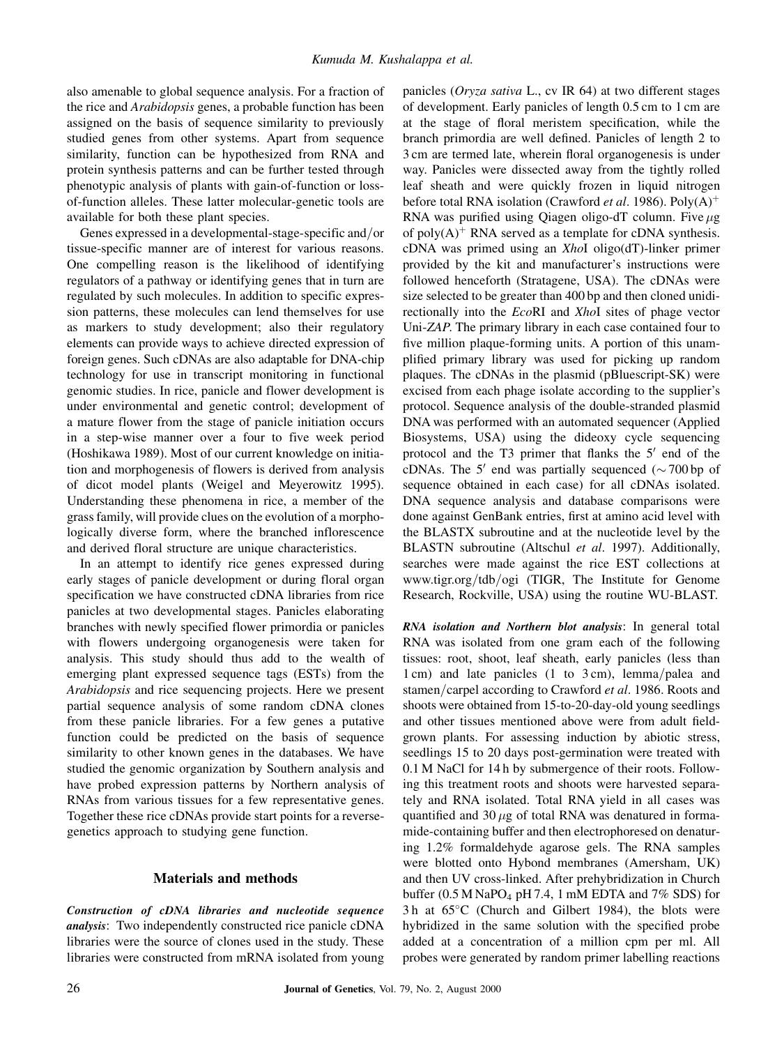also amenable to global sequence analysis. For a fraction of the rice and *Arabidopsis* genes, a probable function has been assigned on the basis of sequence similarity to previously studied genes from other systems. Apart from sequence similarity, function can be hypothesized from RNA and protein synthesis patterns and can be further tested through phenotypic analysis of plants with gain-of-function or loss-of-function alleles. These latter molecular-genetic tools are available for both these plant species.

Genes expressed in a developmental-stage-specific and/or tissue-specific manner are of interest for various reasons. One compelling reason is the likelihood of identifying regulators of a pathway or identifying genes that in turn are regulated by such molecules. In addition to specific expression patterns, these molecules can lend themselves for use as markers to study development; also their regulatory elements can provide ways to achieve directed expression of foreign genes. Such cDNAs are also adaptable for DNA-chip technology for use in transcript monitoring in functional genomic studies. In rice, panicle and flower development is under environmental and genetic control; development of a mature flower from the stage of panicle initiation occurs in a step-wise manner over a four to five week period (Hoshikawa 1989). Most of our current knowledge on initiation and morphogenesis of flowers is derived from analysis of dicot model plants (Weigel and Meyerowitz 1995). Understanding these phenomena in rice, a member of the grass family, will provide clues on the evolution of a morphologically diverse form, where the branched inflorescence and derived floral structure are unique characteristics.

In an attempt to identify rice genes expressed during early stages of panicle development or during floral organ specification we have constructed cDNA libraries from rice panicles at two developmental stages. Panicles elaborating branches with newly specified flower primordia or panicles with flowers undergoing organogenesis were taken for analysis. This study should thus add to the wealth of emerging plant expressed sequence tags (ESTs) from the *Arabidopsis* and rice sequencing projects. Here we present partial sequence analysis of some random cDNA clones from these panicle libraries. For a few genes a putative function could be predicted on the basis of sequence similarity to other known genes in the databases. We have studied the genomic organization by Southern analysis and have probed expression patterns by Northern analysis of RNAs from various tissues for a few representative genes. Together these rice cDNAs provide start points for a reverse-genetics approach to studying gene function.

## Materials and methods

***Construction of cDNA libraries and nucleotide sequence analysis***: Two independently constructed rice panicle cDNA libraries were the source of clones used in the study. These libraries were constructed from mRNA isolated from young panicles (*Oryza sativa* L., cv IR 64) at two different stages of development. Early panicles of length 0.5 cm to 1 cm are at the stage of floral meristem specification, while the branch primordia are well defined. Panicles of length 2 to 3 cm are termed late, wherein floral organogenesis is under way. Panicles were dissected away from the tightly rolled leaf sheath and were quickly frozen in liquid nitrogen before total RNA isolation (Crawford *et al*. 1986). Poly(A)$^+$ RNA was purified using Qiagen oligo-dT column. Five $\mu$g of poly(A)$^+$ RNA served as a template for cDNA synthesis. cDNA was primed using an *Xho*I oligo(dT)-linker primer provided by the kit and manufacturer's instructions were followed henceforth (Stratagene, USA). The cDNAs were size selected to be greater than 400 bp and then cloned unidirectionally into the *Eco*RI and *Xho*I sites of phage vector Uni-*ZAP*. The primary library in each case contained four to five million plaque-forming units. A portion of this unamplified primary library was used for picking up random plaques. The cDNAs in the plasmid (pBluescript-SK) were excised from each phage isolate according to the supplier's protocol. Sequence analysis of the double-stranded plasmid DNA was performed with an automated sequencer (Applied Biosystems, USA) using the dideoxy cycle sequencing protocol and the T3 primer that flanks the 5′ end of the cDNAs. The 5′ end was partially sequenced ($\sim$700 bp of sequence obtained in each case) for all cDNAs isolated. DNA sequence analysis and database comparisons were done against GenBank entries, first at amino acid level with the BLASTX subroutine and at the nucleotide level by the BLASTN subroutine (Altschul *et al*. 1997). Additionally, searches were made against the rice EST collections at www.tigr.org/tdb/ogi (TIGR, The Institute for Genome Research, Rockville, USA) using the routine WU-BLAST.

***RNA isolation and Northern blot analysis***: In general total RNA was isolated from one gram each of the following tissues: root, shoot, leaf sheath, early panicles (less than 1 cm) and late panicles (1 to 3 cm), lemma/palea and stamen/carpel according to Crawford *et al*. 1986. Roots and shoots were obtained from 15-to-20-day-old young seedlings and other tissues mentioned above were from adult field-grown plants. For assessing induction by abiotic stress, seedlings 15 to 20 days post-germination were treated with 0.1 M NaCl for 14 h by submergence of their roots. Following this treatment roots and shoots were harvested separately and RNA isolated. Total RNA yield in all cases was quantified and 30 $\mu$g of total RNA was denatured in formamide-containing buffer and then electrophoresed on denaturing 1.2% formaldehyde agarose gels. The RNA samples were blotted onto Hybond membranes (Amersham, UK) and then UV cross-linked. After prehybridization in Church buffer (0.5 M $NaPO_4$ pH 7.4, 1 mM EDTA and 7% SDS) for 3 h at 65°C (Church and Gilbert 1984), the blots were hybridized in the same solution with the specified probe added at a concentration of a million cpm per ml. All probes were generated by random primer labelling reactions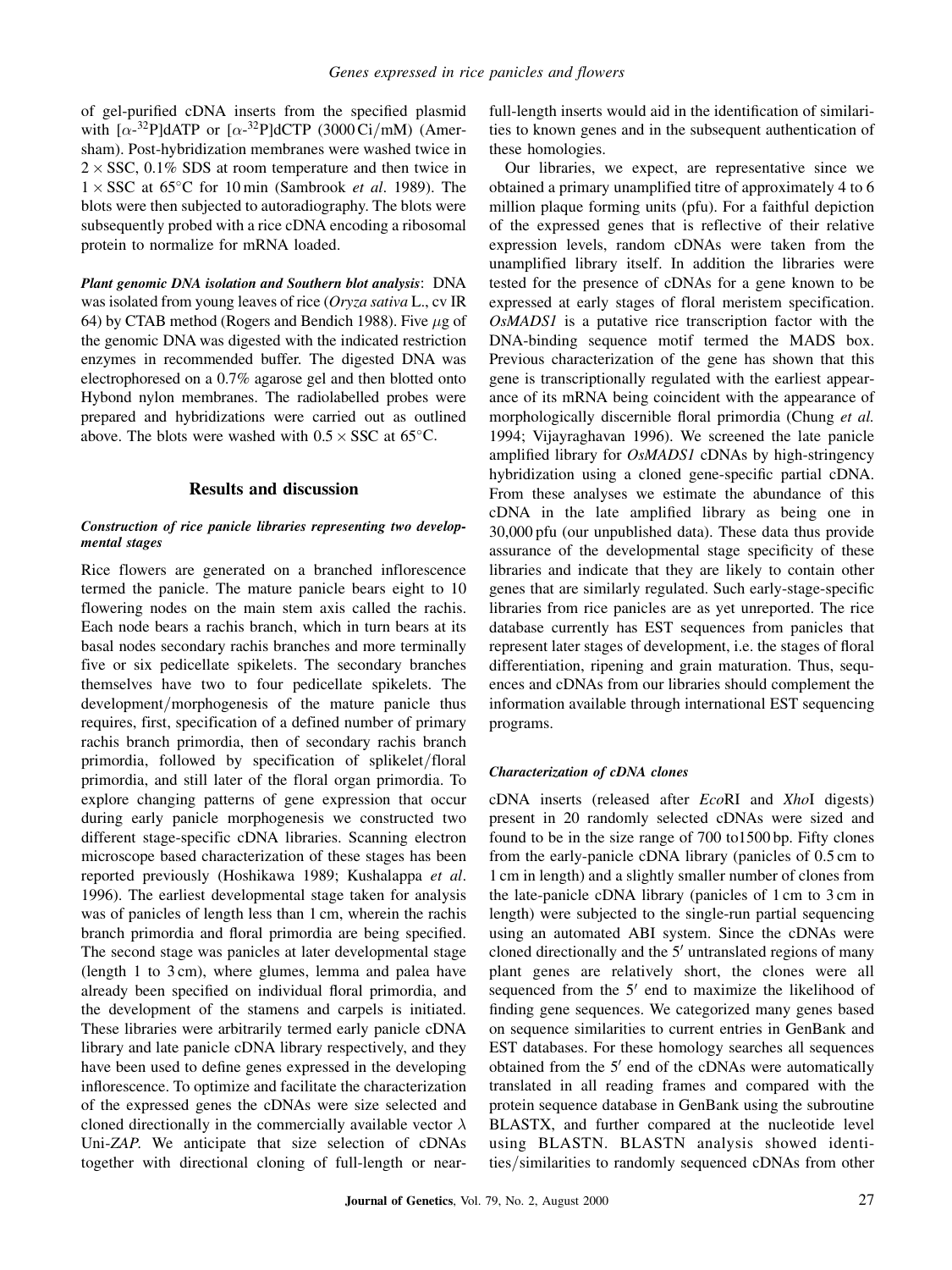of gel-purified cDNA inserts from the specified plasmid with [$\alpha$-$^{32}$P]dATP or [$\alpha$-$^{32}$P]dCTP (3000 Ci/mM) (Amersham). Post-hybridization membranes were washed twice in $2 \times$ SSC, 0.1% SDS at room temperature and then twice in $1 \times$ SSC at 65°C for 10 min (Sambrook *et al*. 1989). The blots were then subjected to autoradiography. The blots were subsequently probed with a rice cDNA encoding a ribosomal protein to normalize for mRNA loaded.

***Plant genomic DNA isolation and Southern blot analysis***: DNA was isolated from young leaves of rice (*Oryza sativa* L., cv IR 64) by CTAB method (Rogers and Bendich 1988). Five $\mu$g of the genomic DNA was digested with the indicated restriction enzymes in recommended buffer. The digested DNA was electrophoresed on a 0.7% agarose gel and then blotted onto Hybond nylon membranes. The radiolabelled probes were prepared and hybridizations were carried out as outlined above. The blots were washed with $0.5 \times$ SSC at 65°C.

## Results and discussion

### *Construction of rice panicle libraries representing two developmental stages*

Rice flowers are generated on a branched inflorescence termed the panicle. The mature panicle bears eight to 10 flowering nodes on the main stem axis called the rachis. Each node bears a rachis branch, which in turn bears at its basal nodes secondary rachis branches and more terminally five or six pedicellate spikelets. The secondary branches themselves have two to four pedicellate spikelets. The development/morphogenesis of the mature panicle thus requires, first, specification of a defined number of primary rachis branch primordia, then of secondary rachis branch primordia, followed by specification of splikelet/floral primordia, and still later of the floral organ primordia. To explore changing patterns of gene expression that occur during early panicle morphogenesis we constructed two different stage-specific cDNA libraries. Scanning electron microscope based characterization of these stages has been reported previously (Hoshikawa 1989; Kushalappa *et al*. 1996). The earliest developmental stage taken for analysis was of panicles of length less than 1 cm, wherein the rachis branch primordia and floral primordia are being specified. The second stage was panicles at later developmental stage (length 1 to 3 cm), where glumes, lemma and palea have already been specified on individual floral primordia, and the development of the stamens and carpels is initiated. These libraries were arbitrarily termed early panicle cDNA library and late panicle cDNA library respectively, and they have been used to define genes expressed in the developing inflorescence. To optimize and facilitate the characterization of the expressed genes the cDNAs were size selected and cloned directionally in the commercially available vector $\lambda$ Uni-*ZAP*. We anticipate that size selection of cDNAs together with directional cloning of full-length or near-full-length inserts would aid in the identification of similarities to known genes and in the subsequent authentication of these homologies.

Our libraries, we expect, are representative since we obtained a primary unamplified titre of approximately 4 to 6 million plaque forming units (pfu). For a faithful depiction of the expressed genes that is reflective of their relative expression levels, random cDNAs were taken from the unamplified library itself. In addition the libraries were tested for the presence of cDNAs for a gene known to be expressed at early stages of floral meristem specification. *OsMADS1* is a putative rice transcription factor with the DNA-binding sequence motif termed the MADS box. Previous characterization of the gene has shown that this gene is transcriptionally regulated with the earliest appearance of its mRNA being coincident with the appearance of morphologically discernible floral primordia (Chung *et al.* 1994; Vijayraghavan 1996). We screened the late panicle amplified library for *OsMADS1* cDNAs by high-stringency hybridization using a cloned gene-specific partial cDNA. From these analyses we estimate the abundance of this cDNA in the late amplified library as being one in 30,000 pfu (our unpublished data). These data thus provide assurance of the developmental stage specificity of these libraries and indicate that they are likely to contain other genes that are similarly regulated. Such early-stage-specific libraries from rice panicles are as yet unreported. The rice database currently has EST sequences from panicles that represent later stages of development, i.e. the stages of floral differentiation, ripening and grain maturation. Thus, sequences and cDNAs from our libraries should complement the information available through international EST sequencing programs.

### *Characterization of cDNA clones*

cDNA inserts (released after *Eco*RI and *Xho*I digests) present in 20 randomly selected cDNAs were sized and found to be in the size range of 700 to1500 bp. Fifty clones from the early-panicle cDNA library (panicles of 0.5 cm to 1 cm in length) and a slightly smaller number of clones from the late-panicle cDNA library (panicles of 1 cm to 3 cm in length) were subjected to the single-run partial sequencing using an automated ABI system. Since the cDNAs were cloned directionally and the 5′ untranslated regions of many plant genes are relatively short, the clones were all sequenced from the 5′ end to maximize the likelihood of finding gene sequences. We categorized many genes based on sequence similarities to current entries in GenBank and EST databases. For these homology searches all sequences obtained from the 5′ end of the cDNAs were automatically translated in all reading frames and compared with the protein sequence database in GenBank using the subroutine BLASTX, and further compared at the nucleotide level using BLASTN. BLASTN analysis showed identities/similarities to randomly sequenced cDNAs from other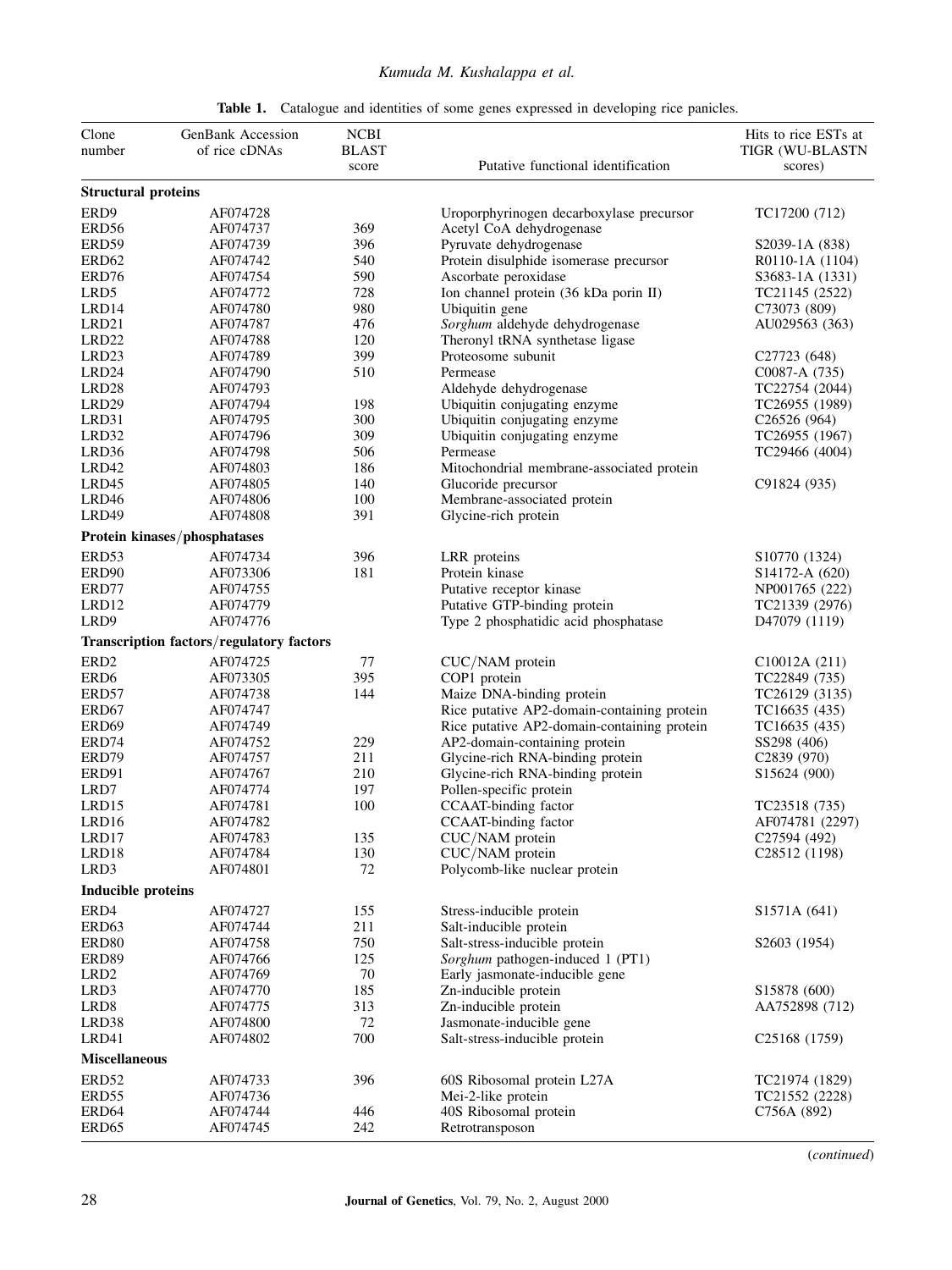**Table 1.** Catalogue and identities of some genes expressed in developing rice panicles.

| Clone number | GenBank Accession of rice cDNAs | NCBI BLAST score | Putative functional identification | Hits to rice ESTs at TIGR (WU-BLASTN scores) |
|---|---|---|---|---|
| **Structural proteins** | | | | |
| ERD9 | AF074728 | | Uroporphyrinogen decarboxylase precursor | TC17200 (712) |
| ERD56 | AF074737 | 369 | Acetyl CoA dehydrogenase | |
| ERD59 | AF074739 | 396 | Pyruvate dehydrogenase | S2039-1A (838) |
| ERD62 | AF074742 | 540 | Protein disulphide isomerase precursor | R0110-1A (1104) |
| ERD76 | AF074754 | 590 | Ascorbate peroxidase | S3683-1A (1331) |
| LRD5 | AF074772 | 728 | Ion channel protein (36 kDa porin II) | TC21145 (2522) |
| LRD14 | AF074780 | 980 | Ubiquitin gene | C73073 (809) |
| LRD21 | AF074787 | 476 | *Sorghum* aldehyde dehydrogenase | AU029563 (363) |
| LRD22 | AF074788 | 120 | Theronyl tRNA synthetase ligase | |
| LRD23 | AF074789 | 399 | Proteosome subunit | C27723 (648) |
| LRD24 | AF074790 | 510 | Permease | C0087-A (735) |
| LRD28 | AF074793 | | Aldehyde dehydrogenase | TC22754 (2044) |
| LRD29 | AF074794 | 198 | Ubiquitin conjugating enzyme | TC26955 (1989) |
| LRD31 | AF074795 | 300 | Ubiquitin conjugating enzyme | C26526 (964) |
| LRD32 | AF074796 | 309 | Ubiquitin conjugating enzyme | TC26955 (1967) |
| LRD36 | AF074798 | 506 | Permease | TC29466 (4004) |
| LRD42 | AF074803 | 186 | Mitochondrial membrane-associated protein | |
| LRD45 | AF074805 | 140 | Glucoride precursor | C91824 (935) |
| LRD46 | AF074806 | 100 | Membrane-associated protein | |
| LRD49 | AF074808 | 391 | Glycine-rich protein | |
| **Protein kinases/phosphatases** | | | | |
| ERD53 | AF074734 | 396 | LRR proteins | S10770 (1324) |
| ERD90 | AF073306 | 181 | Protein kinase | S14172-A (620) |
| ERD77 | AF074755 | | Putative receptor kinase | NP001765 (222) |
| LRD12 | AF074779 | | Putative GTP-binding protein | TC21339 (2976) |
| LRD9 | AF074776 | | Type 2 phosphatidic acid phosphatase | D47079 (1119) |
| **Transcription factors/regulatory factors** | | | | |
| ERD2 | AF074725 | 77 | CUC/NAM protein | C10012A (211) |
| ERD6 | AF073305 | 395 | COP1 protein | TC22849 (735) |
| ERD57 | AF074738 | 144 | Maize DNA-binding protein | TC26129 (3135) |
| ERD67 | AF074747 | | Rice putative AP2-domain-containing protein | TC16635 (435) |
| ERD69 | AF074749 | | Rice putative AP2-domain-containing protein | TC16635 (435) |
| ERD74 | AF074752 | 229 | AP2-domain-containing protein | SS298 (406) |
| ERD79 | AF074757 | 211 | Glycine-rich RNA-binding protein | C2839 (970) |
| ERD91 | AF074767 | 210 | Glycine-rich RNA-binding protein | S15624 (900) |
| LRD7 | AF074774 | 197 | Pollen-specific protein | |
| LRD15 | AF074781 | 100 | CCAAT-binding factor | TC23518 (735) |
| LRD16 | AF074782 | | CCAAT-binding factor | AF074781 (2297) |
| LRD17 | AF074783 | 135 | CUC/NAM protein | C27594 (492) |
| LRD18 | AF074784 | 130 | CUC/NAM protein | C28512 (1198) |
| LRD3 | AF074801 | 72 | Polycomb-like nuclear protein | |
| **Inducible proteins** | | | | |
| ERD4 | AF074727 | 155 | Stress-inducible protein | S1571A (641) |
| ERD63 | AF074744 | 211 | Salt-inducible protein | |
| ERD80 | AF074758 | 750 | Salt-stress-inducible protein | S2603 (1954) |
| ERD89 | AF074766 | 125 | *Sorghum* pathogen-induced 1 (PT1) | |
| LRD2 | AF074769 | 70 | Early jasmonate-inducible gene | |
| LRD3 | AF074770 | 185 | Zn-inducible protein | S15878 (600) |
| LRD8 | AF074775 | 313 | Zn-inducible protein | AA752898 (712) |
| LRD38 | AF074800 | 72 | Jasmonate-inducible gene | |
| LRD41 | AF074802 | 700 | Salt-stress-inducible protein | C25168 (1759) |
| **Miscellaneous** | | | | |
| ERD52 | AF074733 | 396 | 60S Ribosomal protein L27A | TC21974 (1829) |
| ERD55 | AF074736 | | Mei-2-like protein | TC21552 (2228) |
| ERD64 | AF074744 | 446 | 40S Ribosomal protein | C756A (892) |
| ERD65 | AF074745 | 242 | Retrotransposon | |

(*continued*)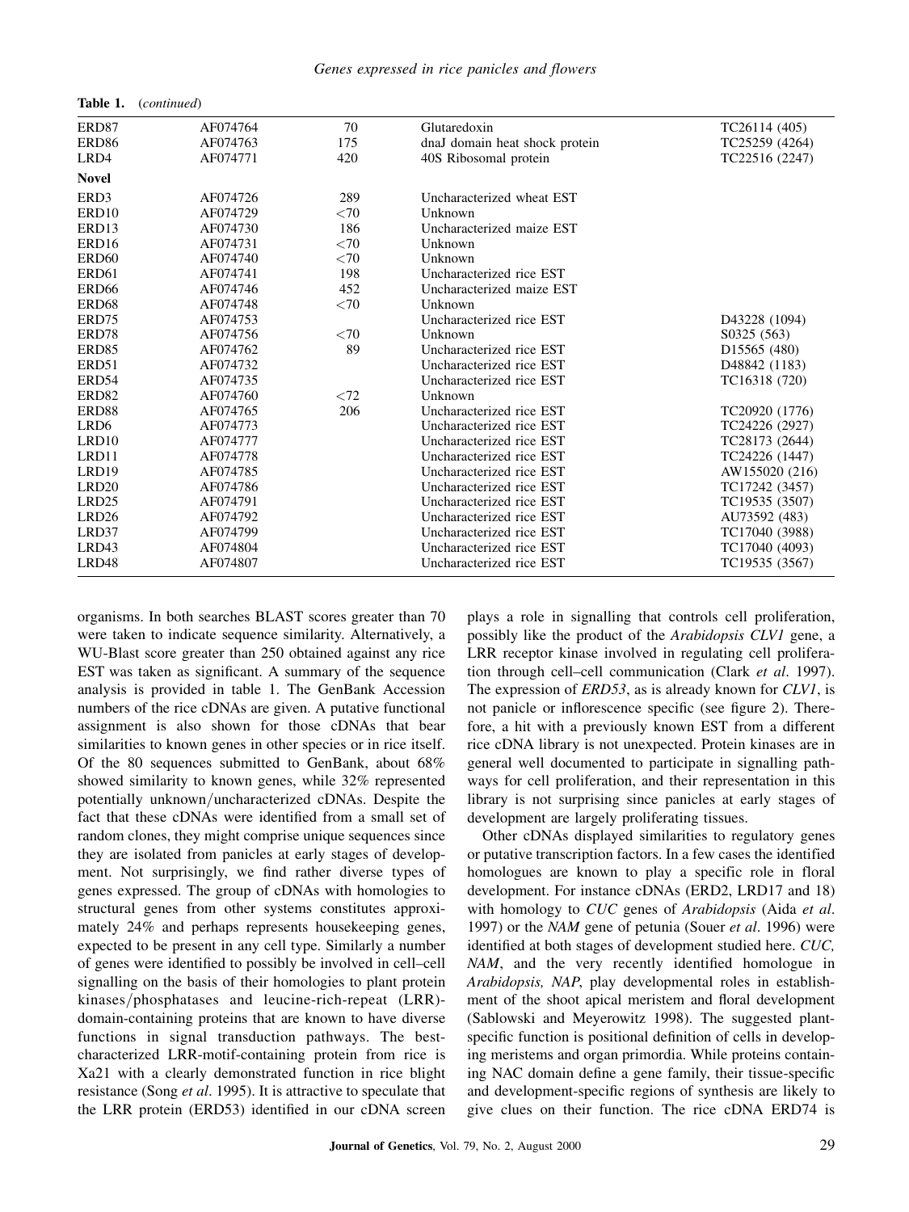**Table 1.** (*continued*)

| | | | | |
|---|---|---|---|---|
| ERD87 | AF074764 | 70 | Glutaredoxin | TC26114 (405) |
| ERD86 | AF074763 | 175 | dnaJ domain heat shock protein | TC25259 (4264) |
| LRD4 | AF074771 | 420 | 40S Ribosomal protein | TC22516 (2247) |
| **Novel** | | | | |
| ERD3 | AF074726 | 289 | Uncharacterized wheat EST | |
| ERD10 | AF074729 | <70 | Unknown | |
| ERD13 | AF074730 | 186 | Uncharacterized maize EST | |
| ERD16 | AF074731 | <70 | Unknown | |
| ERD60 | AF074740 | <70 | Unknown | |
| ERD61 | AF074741 | 198 | Uncharacterized rice EST | |
| ERD66 | AF074746 | 452 | Uncharacterized maize EST | |
| ERD68 | AF074748 | <70 | Unknown | |
| ERD75 | AF074753 | | Uncharacterized rice EST | D43228 (1094) |
| ERD78 | AF074756 | <70 | Unknown | S0325 (563) |
| ERD85 | AF074762 | 89 | Uncharacterized rice EST | D15565 (480) |
| ERD51 | AF074732 | | Uncharacterized rice EST | D48842 (1183) |
| ERD54 | AF074735 | | Uncharacterized rice EST | TC16318 (720) |
| ERD82 | AF074760 | <72 | Unknown | |
| ERD88 | AF074765 | 206 | Uncharacterized rice EST | TC20920 (1776) |
| LRD6 | AF074773 | | Uncharacterized rice EST | TC24226 (2927) |
| LRD10 | AF074777 | | Uncharacterized rice EST | TC28173 (2644) |
| LRD11 | AF074778 | | Uncharacterized rice EST | TC24226 (1447) |
| LRD19 | AF074785 | | Uncharacterized rice EST | AW155020 (216) |
| LRD20 | AF074786 | | Uncharacterized rice EST | TC17242 (3457) |
| LRD25 | AF074791 | | Uncharacterized rice EST | TC19535 (3507) |
| LRD26 | AF074792 | | Uncharacterized rice EST | AU73592 (483) |
| LRD37 | AF074799 | | Uncharacterized rice EST | TC17040 (3988) |
| LRD43 | AF074804 | | Uncharacterized rice EST | TC17040 (4093) |
| LRD48 | AF074807 | | Uncharacterized rice EST | TC19535 (3567) |

organisms. In both searches BLAST scores greater than 70 were taken to indicate sequence similarity. Alternatively, a WU-Blast score greater than 250 obtained against any rice EST was taken as significant. A summary of the sequence analysis is provided in table 1. The GenBank Accession numbers of the rice cDNAs are given. A putative functional assignment is also shown for those cDNAs that bear similarities to known genes in other species or in rice itself. Of the 80 sequences submitted to GenBank, about 68% showed similarity to known genes, while 32% represented potentially unknown/uncharacterized cDNAs. Despite the fact that these cDNAs were identified from a small set of random clones, they might comprise unique sequences since they are isolated from panicles at early stages of development. Not surprisingly, we find rather diverse types of genes expressed. The group of cDNAs with homologies to structural genes from other systems constitutes approximately 24% and perhaps represents housekeeping genes, expected to be present in any cell type. Similarly a number of genes were identified to possibly be involved in cell–cell signalling on the basis of their homologies to plant protein kinases/phosphatases and leucine-rich-repeat (LRR)-domain-containing proteins that are known to have diverse functions in signal transduction pathways. The best-characterized LRR-motif-containing protein from rice is Xa21 with a clearly demonstrated function in rice blight resistance (Song *et al*. 1995). It is attractive to speculate that the LRR protein (ERD53) identified in our cDNA screen plays a role in signalling that controls cell proliferation, possibly like the product of the *Arabidopsis CLV1* gene, a LRR receptor kinase involved in regulating cell proliferation through cell–cell communication (Clark *et al*. 1997). The expression of *ERD53*, as is already known for *CLV1*, is not panicle or inflorescence specific (see figure 2). Therefore, a hit with a previously known EST from a different rice cDNA library is not unexpected. Protein kinases are in general well documented to participate in signalling pathways for cell proliferation, and their representation in this library is not surprising since panicles at early stages of development are largely proliferating tissues.

Other cDNAs displayed similarities to regulatory genes or putative transcription factors. In a few cases the identified homologues are known to play a specific role in floral development. For instance cDNAs (ERD2, LRD17 and 18) with homology to *CUC* genes of *Arabidopsis* (Aida *et al*. 1997) or the *NAM* gene of petunia (Souer *et al*. 1996) were identified at both stages of development studied here. *CUC, NAM*, and the very recently identified homologue in *Arabidopsis, NAP*, play developmental roles in establishment of the shoot apical meristem and floral development (Sablowski and Meyerowitz 1998). The suggested plant-specific function is positional definition of cells in developing meristems and organ primordia. While proteins containing NAC domain define a gene family, their tissue-specific and development-specific regions of synthesis are likely to give clues on their function. The rice cDNA ERD74 is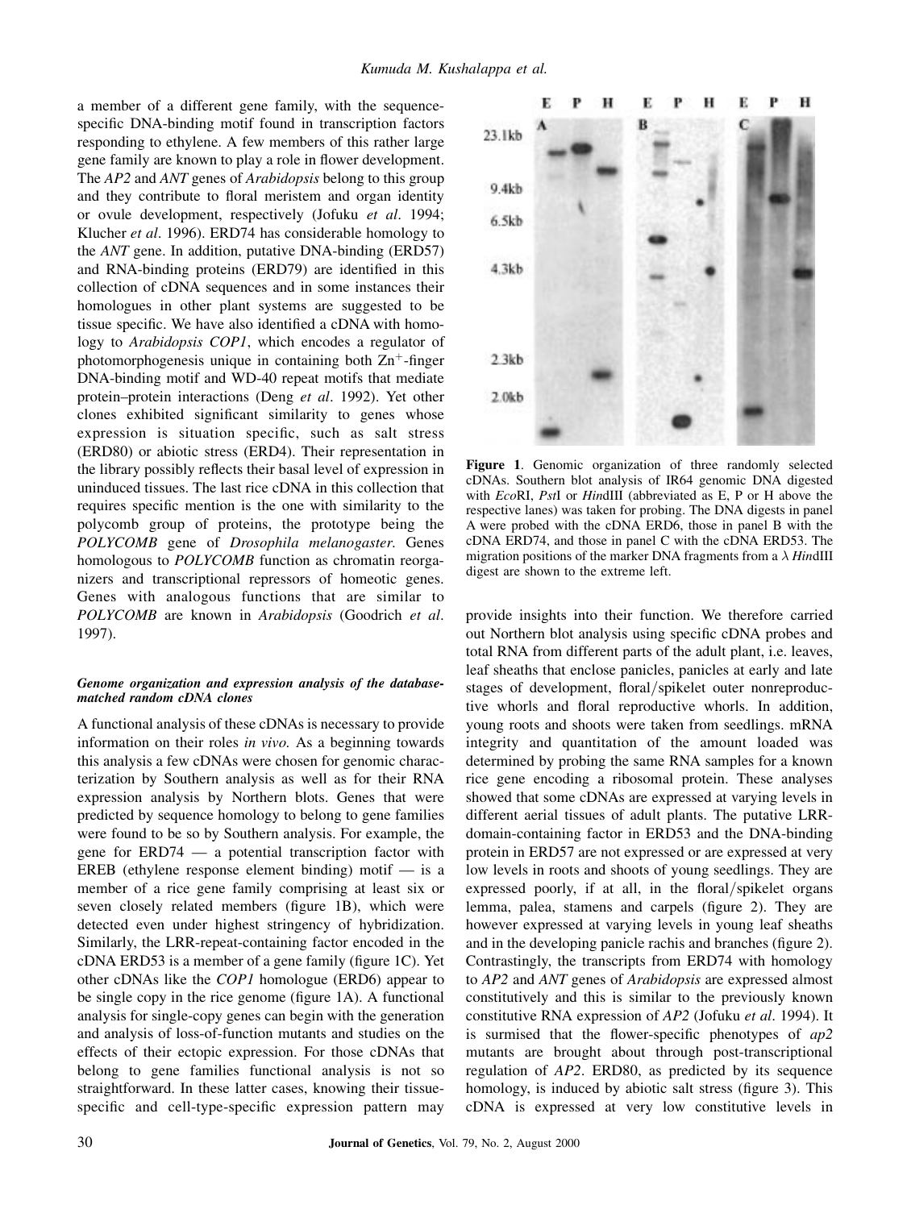a member of a different gene family, with the sequence-specific DNA-binding motif found in transcription factors responding to ethylene. A few members of this rather large gene family are known to play a role in flower development. The *AP2* and *ANT* genes of *Arabidopsis* belong to this group and they contribute to floral meristem and organ identity or ovule development, respectively (Jofuku *et al*. 1994; Klucher *et al*. 1996). ERD74 has considerable homology to the *ANT* gene. In addition, putative DNA-binding (ERD57) and RNA-binding proteins (ERD79) are identified in this collection of cDNA sequences and in some instances their homologues in other plant systems are suggested to be tissue specific. We have also identified a cDNA with homology to *Arabidopsis COP1*, which encodes a regulator of photomorphogenesis unique in containing both $Zn^{+}$-finger DNA-binding motif and WD-40 repeat motifs that mediate protein–protein interactions (Deng *et al*. 1992). Yet other clones exhibited significant similarity to genes whose expression is situation specific, such as salt stress (ERD80) or abiotic stress (ERD4). Their representation in the library possibly reflects their basal level of expression in uninduced tissues. The last rice cDNA in this collection that requires specific mention is the one with similarity to the polycomb group of proteins, the prototype being the *POLYCOMB* gene of *Drosophila melanogaster*. Genes homologous to *POLYCOMB* function as chromatin reorganizers and transcriptional repressors of homeotic genes. Genes with analogous functions that are similar to *POLYCOMB* are known in *Arabidopsis* (Goodrich *et al*. 1997).

### *Genome organization and expression analysis of the database-matched random cDNA clones*

A functional analysis of these cDNAs is necessary to provide information on their roles *in vivo*. As a beginning towards this analysis a few cDNAs were chosen for genomic characterization by Southern analysis as well as for their RNA expression analysis by Northern blots. Genes that were predicted by sequence homology to belong to gene families were found to be so by Southern analysis. For example, the gene for ERD74 — a potential transcription factor with EREB (ethylene response element binding) motif — is a member of a rice gene family comprising at least six or seven closely related members (figure 1B), which were detected even under highest stringency of hybridization. Similarly, the LRR-repeat-containing factor encoded in the cDNA ERD53 is a member of a gene family (figure 1C). Yet other cDNAs like the *COP1* homologue (ERD6) appear to be single copy in the rice genome (figure 1A). A functional analysis for single-copy genes can begin with the generation and analysis of loss-of-function mutants and studies on the effects of their ectopic expression. For those cDNAs that belong to gene families functional analysis is not so straightforward. In these latter cases, knowing their tissue-specific and cell-type-specific expression pattern may provide insights into their function. We therefore carried out Northern blot analysis using specific cDNA probes and total RNA from different parts of the adult plant, i.e. leaves, leaf sheaths that enclose panicles, panicles at early and late stages of development, floral/spikelet outer nonreproductive whorls and floral reproductive whorls. In addition, young roots and shoots were taken from seedlings. mRNA integrity and quantitation of the amount loaded was determined by probing the same RNA samples for a known rice gene encoding a ribosomal protein. These analyses showed that some cDNAs are expressed at varying levels in different aerial tissues of adult plants. The putative LRR-domain-containing factor in ERD53 and the DNA-binding protein in ERD57 are not expressed or are expressed at very low levels in roots and shoots of young seedlings. They are expressed poorly, if at all, in the floral/spikelet organs lemma, palea, stamens and carpels (figure 2). They are however expressed at varying levels in young leaf sheaths and in the developing panicle rachis and branches (figure 2). Contrastingly, the transcripts from ERD74 with homology to *AP2* and *ANT* genes of *Arabidopsis* are expressed almost constitutively and this is similar to the previously known constitutive RNA expression of *AP2* (Jofuku *et al*. 1994). It is surmised that the flower-specific phenotypes of *ap2* mutants are brought about through post-transcriptional regulation of *AP2*. ERD80, as predicted by its sequence homology, is induced by abiotic salt stress (figure 3). This cDNA is expressed at very low constitutive levels in

**Figure 1**. Genomic organization of three randomly selected cDNAs. Southern blot analysis of IR64 genomic DNA digested with *Eco*RI, *Pst*I or *Hin*dIII (abbreviated as E, P or H above the respective lanes) was taken for probing. The DNA digests in panel A were probed with the cDNA ERD6, those in panel B with the cDNA ERD74, and those in panel C with the cDNA ERD53. The migration positions of the marker DNA fragments from a λ *Hin*dIII digest are shown to the extreme left.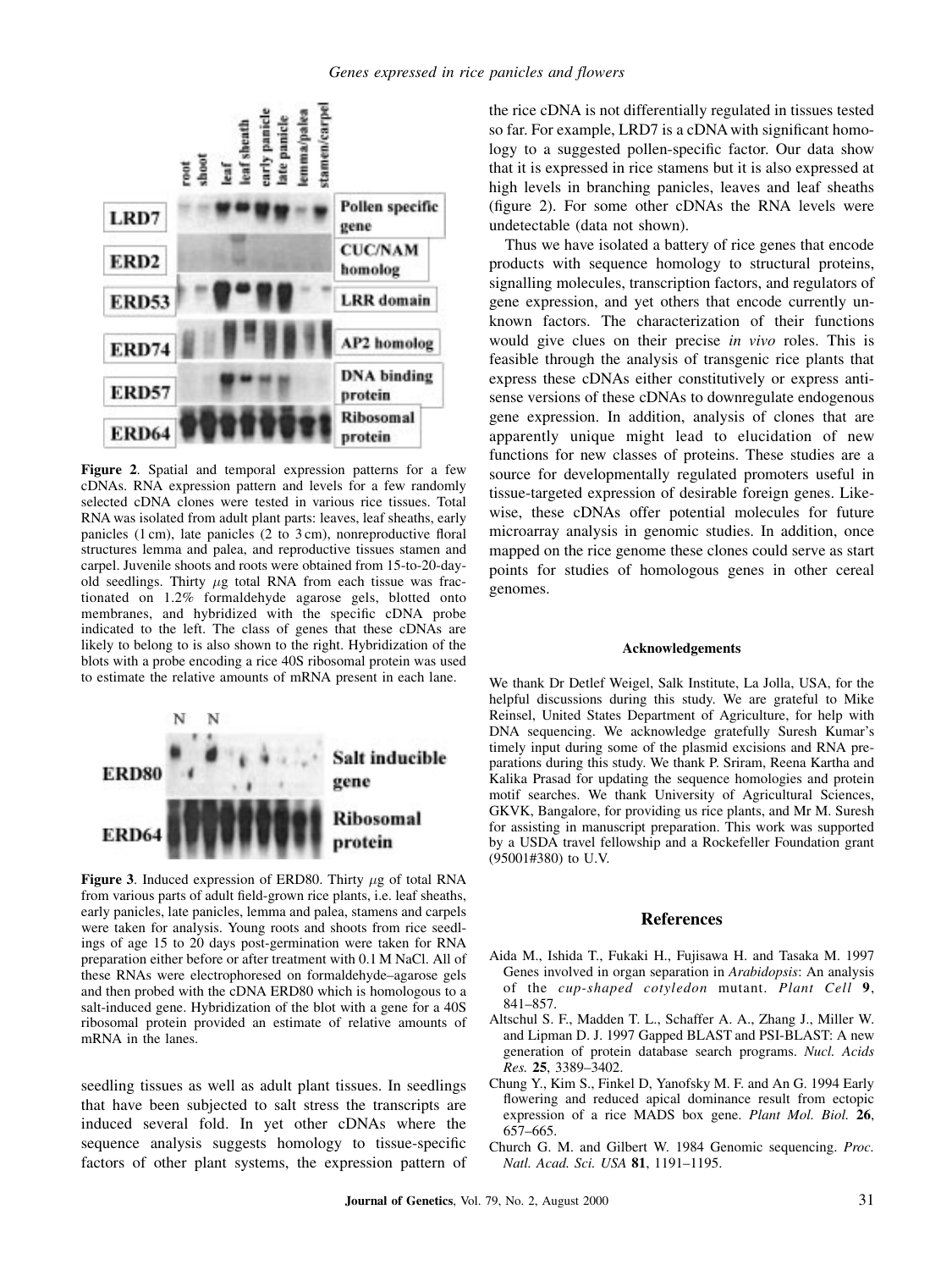**Figure 2**. Spatial and temporal expression patterns for a few cDNAs. RNA expression pattern and levels for a few randomly selected cDNA clones were tested in various rice tissues. Total RNA was isolated from adult plant parts: leaves, leaf sheaths, early panicles (1 cm), late panicles (2 to 3 cm), nonreproductive floral structures lemma and palea, and reproductive tissues stamen and carpel. Juvenile shoots and roots were obtained from 15-to-20-day-old seedlings. Thirty $\mu$g total RNA from each tissue was fractionated on 1.2% formaldehyde agarose gels, blotted onto membranes, and hybridized with the specific cDNA probe indicated to the left. The class of genes that these cDNAs are likely to belong to is also shown to the right. Hybridization of the blots with a probe encoding a rice 40S ribosomal protein was used to estimate the relative amounts of mRNA present in each lane.

**Figure 3**. Induced expression of ERD80. Thirty $\mu$g of total RNA from various parts of adult field-grown rice plants, i.e. leaf sheaths, early panicles, late panicles, lemma and palea, stamens and carpels were taken for analysis. Young roots and shoots from rice seedlings of age 15 to 20 days post-germination were taken for RNA preparation either before or after treatment with 0.1 M NaCl. All of these RNAs were electrophoresed on formaldehyde–agarose gels and then probed with the cDNA ERD80 which is homologous to a salt-induced gene. Hybridization of the blot with a gene for a 40S ribosomal protein provided an estimate of relative amounts of mRNA in the lanes.

seedling tissues as well as adult plant tissues. In seedlings that have been subjected to salt stress the transcripts are induced several fold. In yet other cDNAs where the sequence analysis suggests homology to tissue-specific factors of other plant systems, the expression pattern of the rice cDNA is not differentially regulated in tissues tested so far. For example, LRD7 is a cDNA with significant homology to a suggested pollen-specific factor. Our data show that it is expressed in rice stamens but it is also expressed at high levels in branching panicles, leaves and leaf sheaths (figure 2). For some other cDNAs the RNA levels were undetectable (data not shown).

Thus we have isolated a battery of rice genes that encode products with sequence homology to structural proteins, signalling molecules, transcription factors, and regulators of gene expression, and yet others that encode currently unknown factors. The characterization of their functions would give clues on their precise *in vivo* roles. This is feasible through the analysis of transgenic rice plants that express these cDNAs either constitutively or express antisense versions of these cDNAs to downregulate endogenous gene expression. In addition, analysis of clones that are apparently unique might lead to elucidation of new functions for new classes of proteins. These studies are a source for developmentally regulated promoters useful in tissue-targeted expression of desirable foreign genes. Likewise, these cDNAs offer potential molecules for future microarray analysis in genomic studies. In addition, once mapped on the rice genome these clones could serve as start points for studies of homologous genes in other cereal genomes.

#### Acknowledgements

We thank Dr Detlef Weigel, Salk Institute, La Jolla, USA, for the helpful discussions during this study. We are grateful to Mike Reinsel, United States Department of Agriculture, for help with DNA sequencing. We acknowledge gratefully Suresh Kumar's timely input during some of the plasmid excisions and RNA preparations during this study. We thank P. Sriram, Reena Kartha and Kalika Prasad for updating the sequence homologies and protein motif searches. We thank University of Agricultural Sciences, GKVK, Bangalore, for providing us rice plants, and Mr M. Suresh for assisting in manuscript preparation. This work was supported by a USDA travel fellowship and a Rockefeller Foundation grant (95001#380) to U.V.

## References

Aida M., Ishida T., Fukaki H., Fujisawa H. and Tasaka M. 1997 Genes involved in organ separation in *Arabidopsis*: An analysis of the *cup-shaped cotyledon* mutant. *Plant Cell* **9**, 841–857.

Altschul S. F., Madden T. L., Schaffer A. A., Zhang J., Miller W. and Lipman D. J. 1997 Gapped BLAST and PSI-BLAST: A new generation of protein database search programs. *Nucl. Acids Res.* **25**, 3389–3402.

Chung Y., Kim S., Finkel D, Yanofsky M. F. and An G. 1994 Early flowering and reduced apical dominance result from ectopic expression of a rice MADS box gene. *Plant Mol. Biol.* **26**, 657–665.

Church G. M. and Gilbert W. 1984 Genomic sequencing. *Proc. Natl. Acad. Sci. USA* **81**, 1191–1195.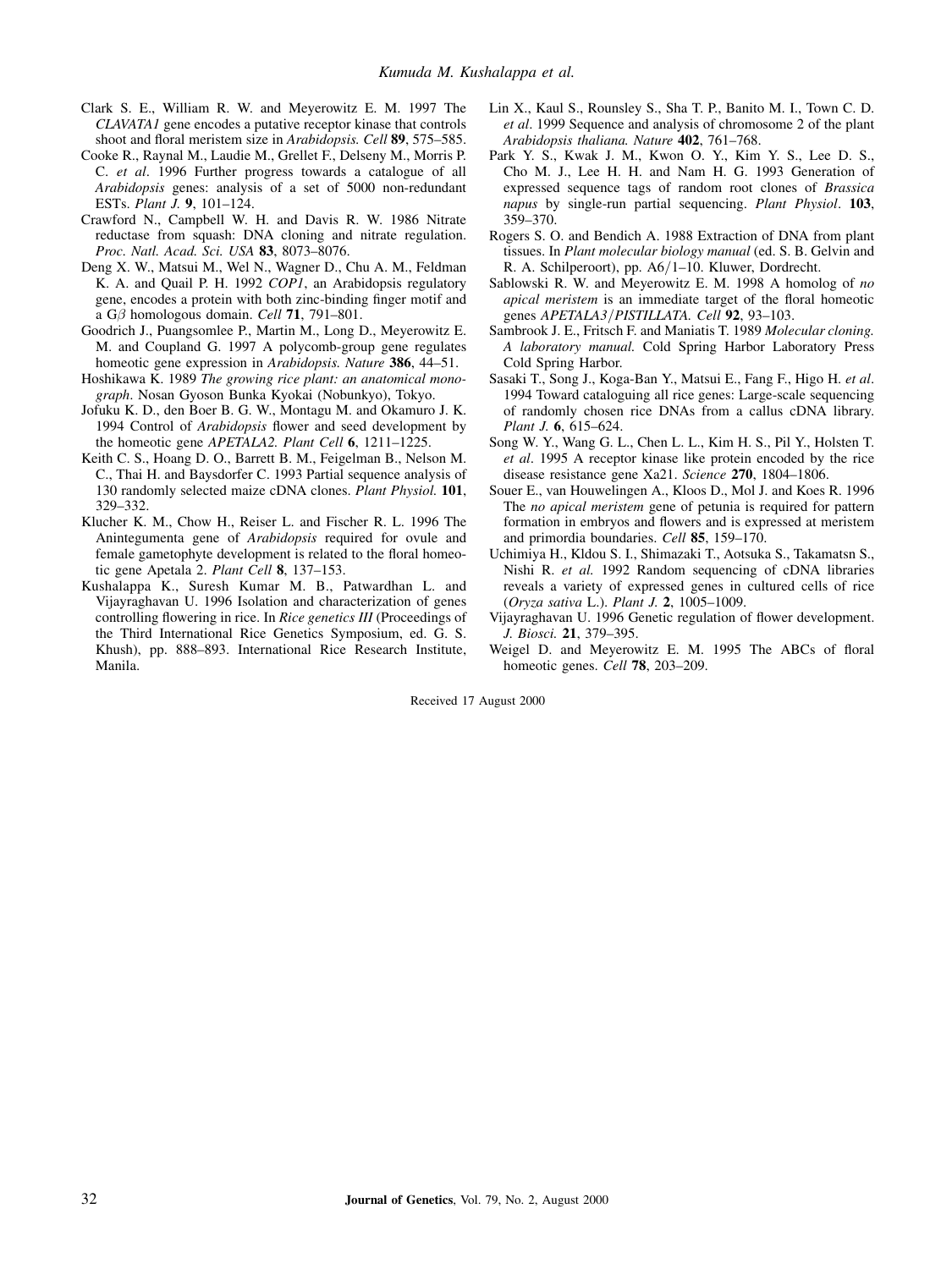Clark S. E., William R. W. and Meyerowitz E. M. 1997 The *CLAVATA1* gene encodes a putative receptor kinase that controls shoot and floral meristem size in *Arabidopsis. Cell* **89**, 575–585.

Cooke R., Raynal M., Laudie M., Grellet F., Delseny M., Morris P. C. *et al*. 1996 Further progress towards a catalogue of all *Arabidopsis* genes: analysis of a set of 5000 non-redundant ESTs. *Plant J.* **9**, 101–124.

Crawford N., Campbell W. H. and Davis R. W. 1986 Nitrate reductase from squash: DNA cloning and nitrate regulation. *Proc. Natl. Acad. Sci. USA* **83**, 8073–8076.

Deng X. W., Matsui M., Wel N., Wagner D., Chu A. M., Feldman K. A. and Quail P. H. 1992 *COP1*, an Arabidopsis regulatory gene, encodes a protein with both zinc-binding finger motif and a G$\beta$ homologous domain. *Cell* **71**, 791–801.

Goodrich J., Puangsomlee P., Martin M., Long D., Meyerowitz E. M. and Coupland G. 1997 A polycomb-group gene regulates homeotic gene expression in *Arabidopsis. Nature* **386**, 44–51.

Hoshikawa K. 1989 *The growing rice plant: an anatomical monograph*. Nosan Gyoson Bunka Kyokai (Nobunkyo), Tokyo.

Jofuku K. D., den Boer B. G. W., Montagu M. and Okamuro J. K. 1994 Control of *Arabidopsis* flower and seed development by the homeotic gene *APETALA2. Plant Cell* **6**, 1211–1225.

Keith C. S., Hoang D. O., Barrett B. M., Feigelman B., Nelson M. C., Thai H. and Baysdorfer C. 1993 Partial sequence analysis of 130 randomly selected maize cDNA clones. *Plant Physiol.* **101**, 329–332.

Klucher K. M., Chow H., Reiser L. and Fischer R. L. 1996 The Anintegumenta gene of *Arabidopsis* required for ovule and female gametophyte development is related to the floral homeotic gene Apetala 2. *Plant Cell* **8**, 137–153.

Kushalappa K., Suresh Kumar M. B., Patwardhan L. and Vijayraghavan U. 1996 Isolation and characterization of genes controlling flowering in rice. In *Rice genetics III* (Proceedings of the Third International Rice Genetics Symposium, ed. G. S. Khush), pp. 888–893. International Rice Research Institute, Manila.

Lin X., Kaul S., Rounsley S., Sha T. P., Banito M. I., Town C. D. *et al*. 1999 Sequence and analysis of chromosome 2 of the plant *Arabidopsis thaliana. Nature* **402**, 761–768.

Park Y. S., Kwak J. M., Kwon O. Y., Kim Y. S., Lee D. S., Cho M. J., Lee H. H. and Nam H. G. 1993 Generation of expressed sequence tags of random root clones of *Brassica napus* by single-run partial sequencing. *Plant Physiol*. **103**, 359–370.

Rogers S. O. and Bendich A. 1988 Extraction of DNA from plant tissues. In *Plant molecular biology manual* (ed. S. B. Gelvin and R. A. Schilperoort), pp. A6/1–10. Kluwer, Dordrecht.

Sablowski R. W. and Meyerowitz E. M. 1998 A homolog of *no apical meristem* is an immediate target of the floral homeotic genes *APETALA3/PISTILLATA. Cell* **92**, 93–103.

Sambrook J. E., Fritsch F. and Maniatis T. 1989 *Molecular cloning. A laboratory manual.* Cold Spring Harbor Laboratory Press Cold Spring Harbor.

Sasaki T., Song J., Koga-Ban Y., Matsui E., Fang F., Higo H. *et al*. 1994 Toward cataloguing all rice genes: Large-scale sequencing of randomly chosen rice DNAs from a callus cDNA library. *Plant J.* **6**, 615–624.

Song W. Y., Wang G. L., Chen L. L., Kim H. S., Pil Y., Holsten T. *et al*. 1995 A receptor kinase like protein encoded by the rice disease resistance gene Xa21. *Science* **270**, 1804–1806.

Souer E., van Houwelingen A., Kloos D., Mol J. and Koes R. 1996 The *no apical meristem* gene of petunia is required for pattern formation in embryos and flowers and is expressed at meristem and primordia boundaries. *Cell* **85**, 159–170.

Uchimiya H., Kldou S. I., Shimazaki T., Aotsuka S., Takamatsn S., Nishi R. *et al.* 1992 Random sequencing of cDNA libraries reveals a variety of expressed genes in cultured cells of rice (*Oryza sativa* L.). *Plant J.* **2**, 1005–1009.

Vijayraghavan U. 1996 Genetic regulation of flower development. *J. Biosci.* **21**, 379–395.

Weigel D. and Meyerowitz E. M. 1995 The ABCs of floral homeotic genes. *Cell* **78**, 203–209.

Received 17 August 2000